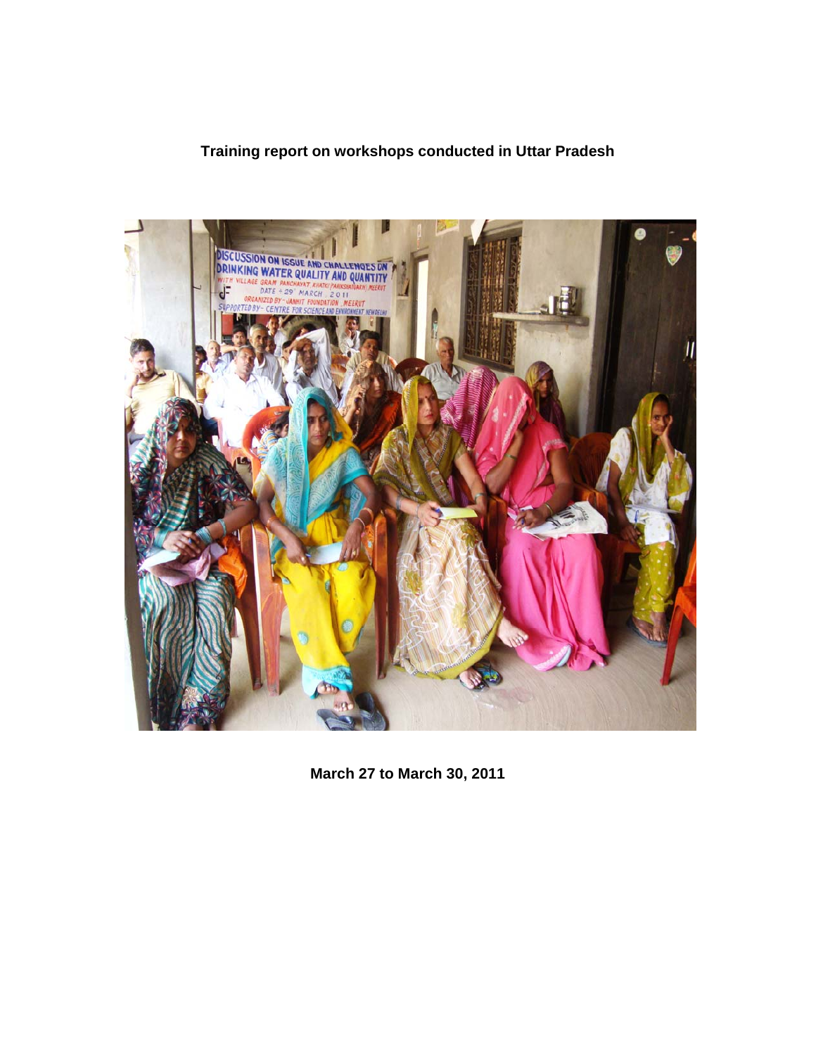**Training report on workshops conducted in Uttar Pradesh**

**March 27 to March 30, 2011**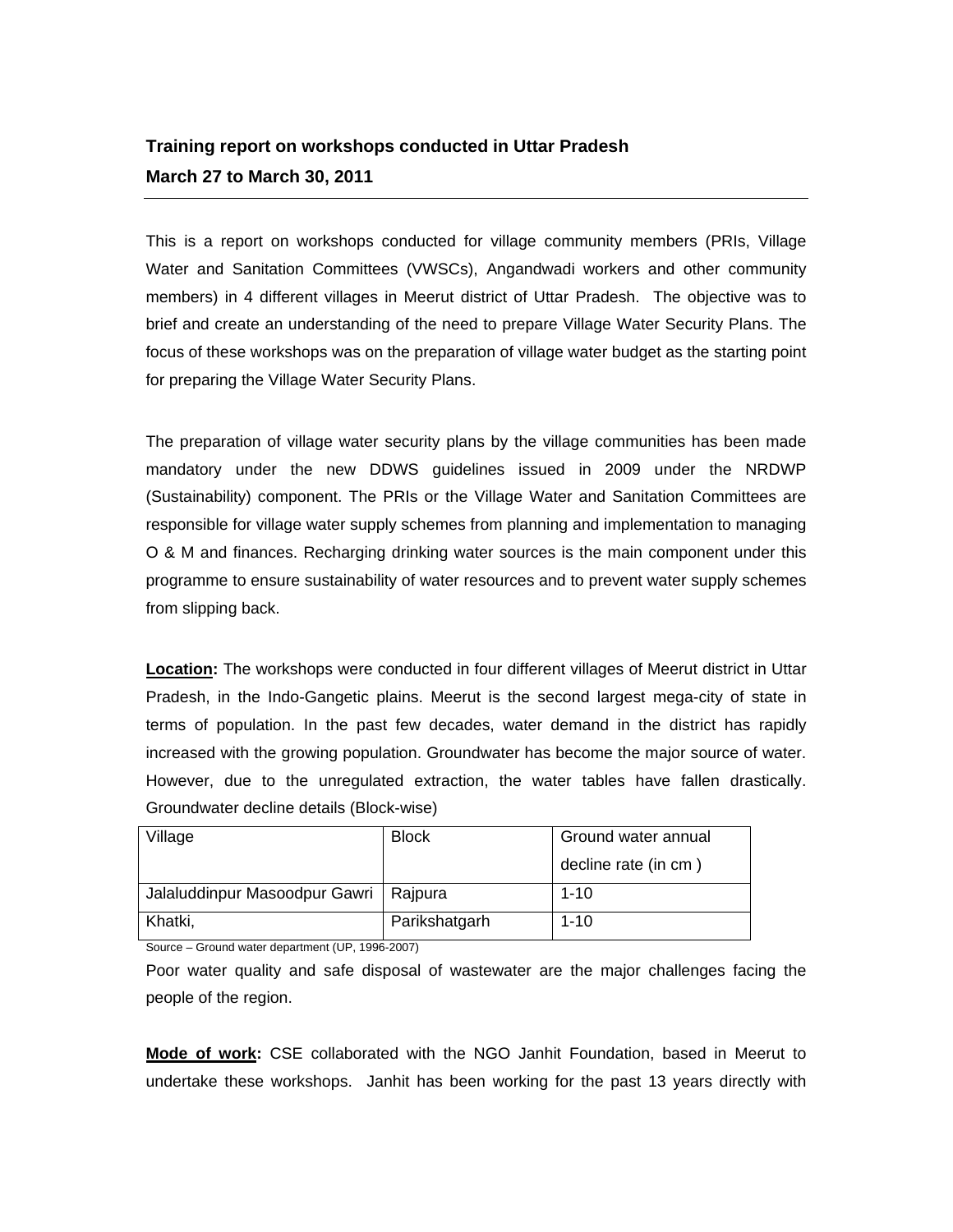**Training report on workshops conducted in Uttar Pradesh**
**March 27 to March 30, 2011**

---

This is a report on workshops conducted for village community members (PRIs, Village Water and Sanitation Committees (VWSCs), Angandwadi workers and other community members) in 4 different villages in Meerut district of Uttar Pradesh. The objective was to brief and create an understanding of the need to prepare Village Water Security Plans. The focus of these workshops was on the preparation of village water budget as the starting point for preparing the Village Water Security Plans.

The preparation of village water security plans by the village communities has been made mandatory under the new DDWS guidelines issued in 2009 under the NRDWP (Sustainability) component. The PRIs or the Village Water and Sanitation Committees are responsible for village water supply schemes from planning and implementation to managing O & M and finances. Recharging drinking water sources is the main component under this programme to ensure sustainability of water resources and to prevent water supply schemes from slipping back.

**Location:** The workshops were conducted in four different villages of Meerut district in Uttar Pradesh, in the Indo-Gangetic plains. Meerut is the second largest mega-city of state in terms of population. In the past few decades, water demand in the district has rapidly increased with the growing population. Groundwater has become the major source of water. However, due to the unregulated extraction, the water tables have fallen drastically. Groundwater decline details (Block-wise)

| Village | Block | Ground water annual decline rate (in cm ) |
|---|---|---|
| Jalaluddinpur Masoodpur Gawri | Rajpura | 1-10 |
| Khatki, | Parikshatgarh | 1-10 |

Source – Ground water department (UP, 1996-2007)

Poor water quality and safe disposal of wastewater are the major challenges facing the people of the region.

**Mode of work:** CSE collaborated with the NGO Janhit Foundation, based in Meerut to undertake these workshops. Janhit has been working for the past 13 years directly with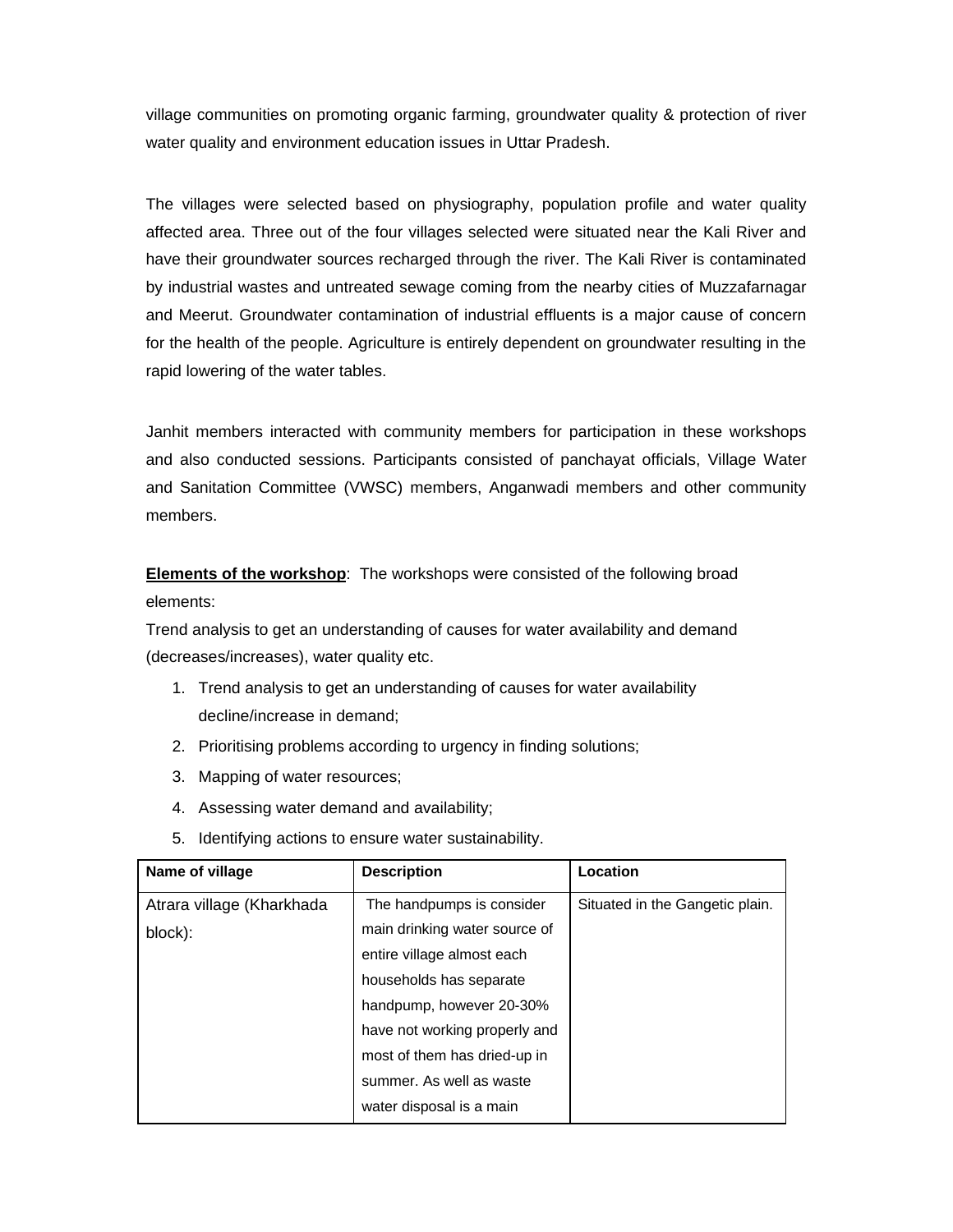village communities on promoting organic farming, groundwater quality & protection of river water quality and environment education issues in Uttar Pradesh.

The villages were selected based on physiography, population profile and water quality affected area. Three out of the four villages selected were situated near the Kali River and have their groundwater sources recharged through the river. The Kali River is contaminated by industrial wastes and untreated sewage coming from the nearby cities of Muzzafarnagar and Meerut. Groundwater contamination of industrial effluents is a major cause of concern for the health of the people. Agriculture is entirely dependent on groundwater resulting in the rapid lowering of the water tables.

Janhit members interacted with community members for participation in these workshops and also conducted sessions. Participants consisted of panchayat officials, Village Water and Sanitation Committee (VWSC) members, Anganwadi members and other community members.

<u>**Elements of the workshop**</u>: The workshops were consisted of the following broad elements:

Trend analysis to get an understanding of causes for water availability and demand (decreases/increases), water quality etc.

1. Trend analysis to get an understanding of causes for water availability decline/increase in demand;
2. Prioritising problems according to urgency in finding solutions;
3. Mapping of water resources;
4. Assessing water demand and availability;
5. Identifying actions to ensure water sustainability.

| Name of village | Description | Location |
|---|---|---|
| Atrara village (Kharkhada block): | The handpumps is consider main drinking water source of entire village almost each households has separate handpump, however 20-30% have not working properly and most of them has dried-up in summer. As well as waste water disposal is a main | Situated in the Gangetic plain. |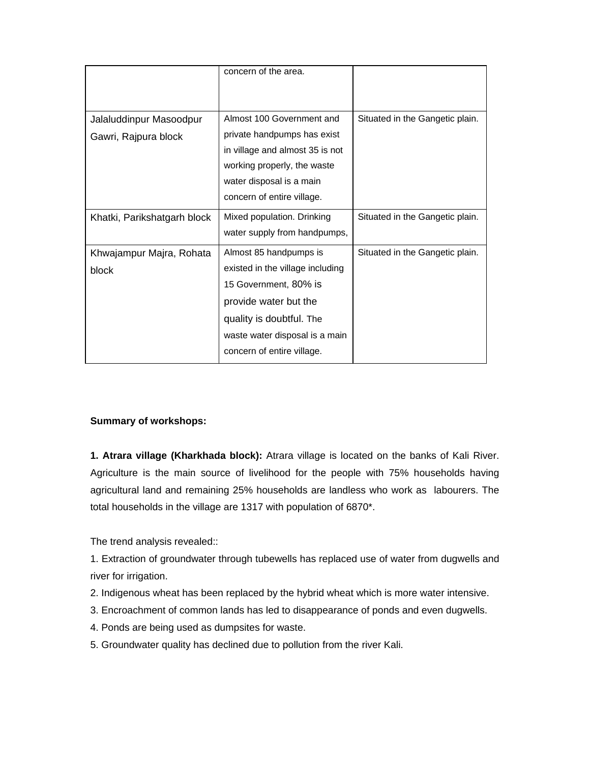| | concern of the area. | |
|---|---|---|
| Jalaluddinpur Masoodpur Gawri, Rajpura block | Almost 100 Government and private handpumps has exist in village and almost 35 is not working properly, the waste water disposal is a main concern of entire village. | Situated in the Gangetic plain. |
| Khatki, Parikshatgarh block | Mixed population. Drinking water supply from handpumps, | Situated in the Gangetic plain. |
| Khwajampur Majra, Rohata block | Almost 85 handpumps is existed in the village including 15 Government, 80% is provide water but the quality is doubtful. The waste water disposal is a main concern of entire village. | Situated in the Gangetic plain. |

**Summary of workshops:**

**1. Atrara village (Kharkhada block):** Atrara village is located on the banks of Kali River. Agriculture is the main source of livelihood for the people with 75% households having agricultural land and remaining 25% households are landless who work as labourers. The total households in the village are 1317 with population of 6870*.

The trend analysis revealed::

1. Extraction of groundwater through tubewells has replaced use of water from dugwells and river for irrigation.
2. Indigenous wheat has been replaced by the hybrid wheat which is more water intensive.
3. Encroachment of common lands has led to disappearance of ponds and even dugwells.
4. Ponds are being used as dumpsites for waste.
5. Groundwater quality has declined due to pollution from the river Kali.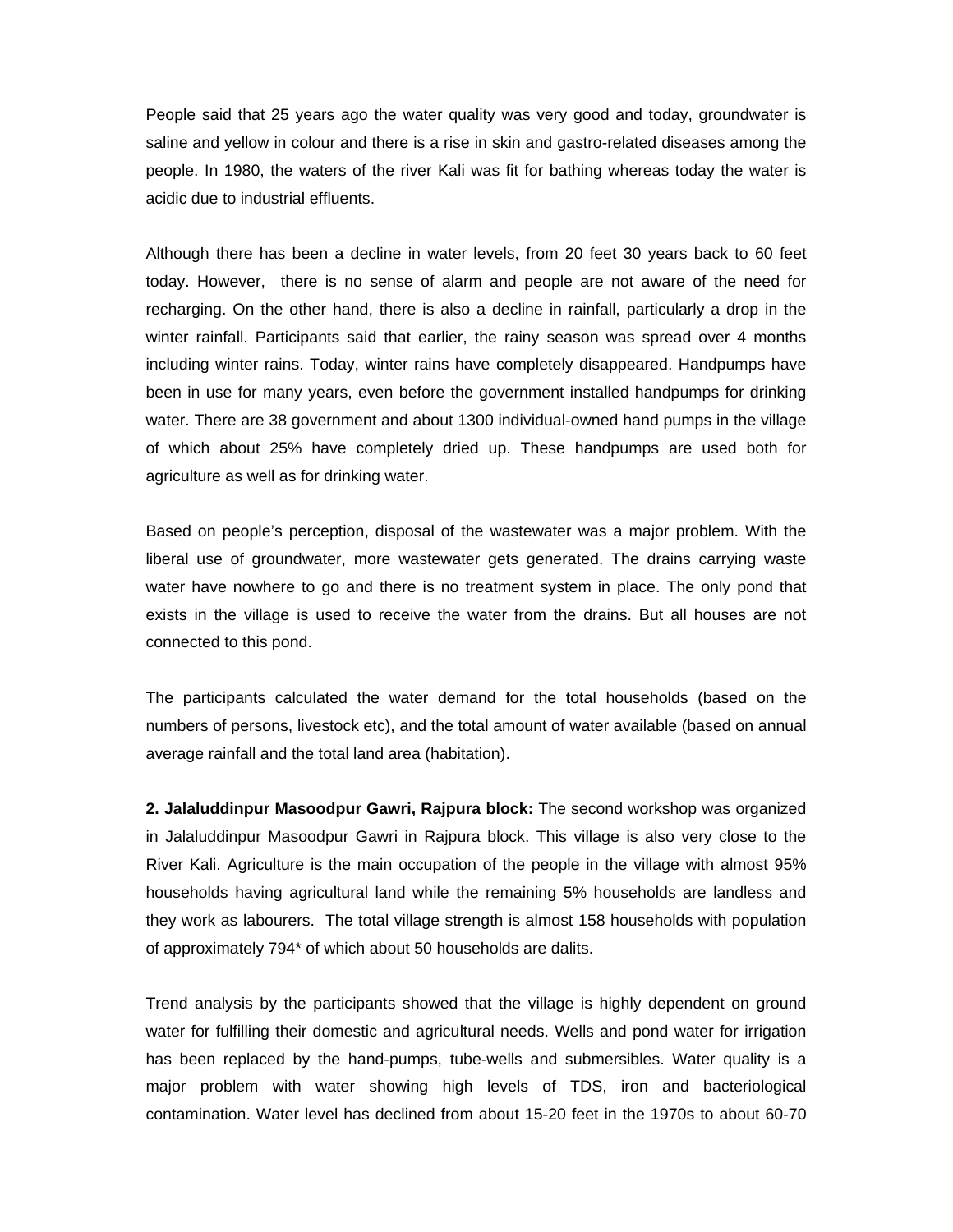People said that 25 years ago the water quality was very good and today, groundwater is saline and yellow in colour and there is a rise in skin and gastro-related diseases among the people. In 1980, the waters of the river Kali was fit for bathing whereas today the water is acidic due to industrial effluents.

Although there has been a decline in water levels, from 20 feet 30 years back to 60 feet today. However, there is no sense of alarm and people are not aware of the need for recharging. On the other hand, there is also a decline in rainfall, particularly a drop in the winter rainfall. Participants said that earlier, the rainy season was spread over 4 months including winter rains. Today, winter rains have completely disappeared. Handpumps have been in use for many years, even before the government installed handpumps for drinking water. There are 38 government and about 1300 individual-owned hand pumps in the village of which about 25% have completely dried up. These handpumps are used both for agriculture as well as for drinking water.

Based on people's perception, disposal of the wastewater was a major problem. With the liberal use of groundwater, more wastewater gets generated. The drains carrying waste water have nowhere to go and there is no treatment system in place. The only pond that exists in the village is used to receive the water from the drains. But all houses are not connected to this pond.

The participants calculated the water demand for the total households (based on the numbers of persons, livestock etc), and the total amount of water available (based on annual average rainfall and the total land area (habitation).

**2. Jalaluddinpur Masoodpur Gawri, Rajpura block:** The second workshop was organized in Jalaluddinpur Masoodpur Gawri in Rajpura block. This village is also very close to the River Kali. Agriculture is the main occupation of the people in the village with almost 95% households having agricultural land while the remaining 5% households are landless and they work as labourers. The total village strength is almost 158 households with population of approximately 794* of which about 50 households are dalits.

Trend analysis by the participants showed that the village is highly dependent on ground water for fulfilling their domestic and agricultural needs. Wells and pond water for irrigation has been replaced by the hand-pumps, tube-wells and submersibles. Water quality is a major problem with water showing high levels of TDS, iron and bacteriological contamination. Water level has declined from about 15-20 feet in the 1970s to about 60-70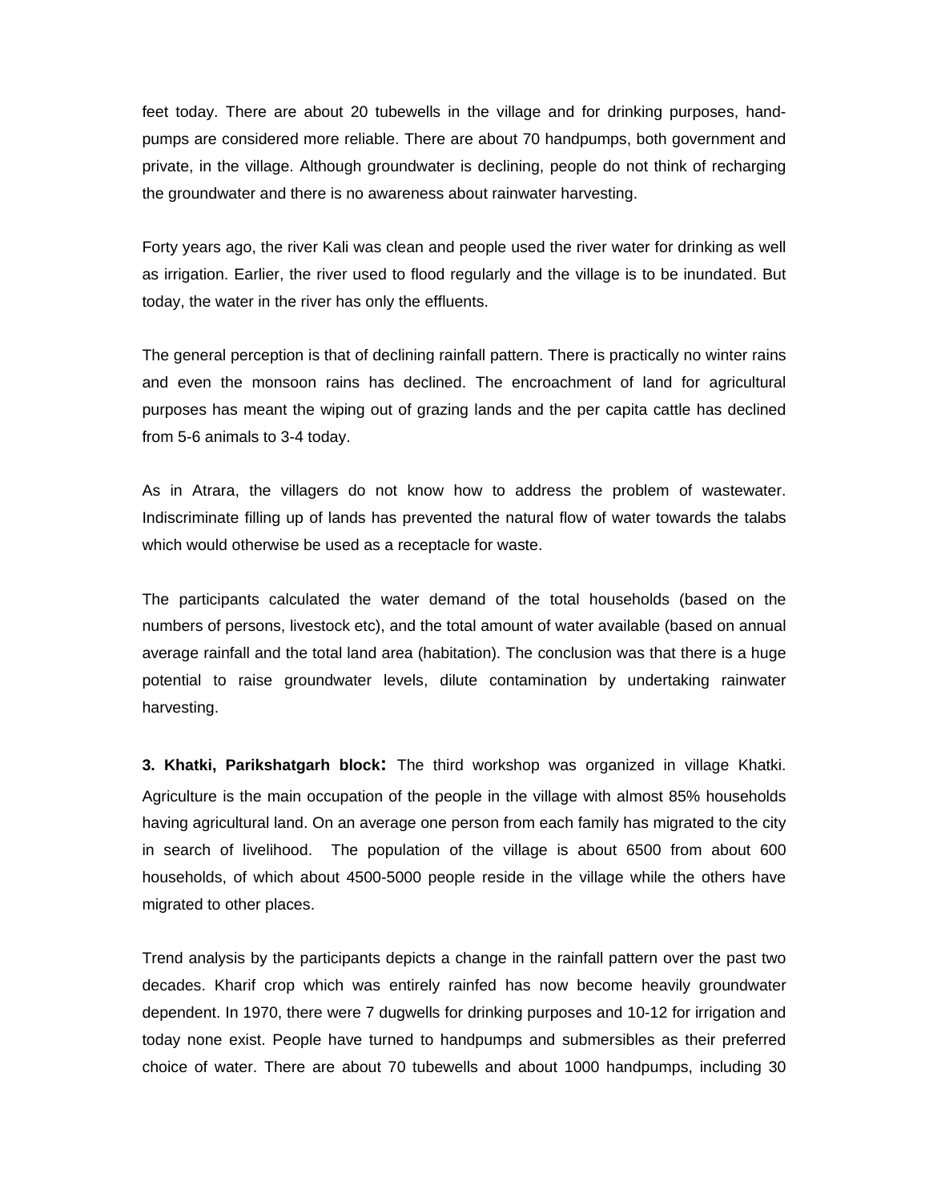feet today. There are about 20 tubewells in the village and for drinking purposes, hand-pumps are considered more reliable. There are about 70 handpumps, both government and private, in the village. Although groundwater is declining, people do not think of recharging the groundwater and there is no awareness about rainwater harvesting.

Forty years ago, the river Kali was clean and people used the river water for drinking as well as irrigation. Earlier, the river used to flood regularly and the village is to be inundated. But today, the water in the river has only the effluents.

The general perception is that of declining rainfall pattern. There is practically no winter rains and even the monsoon rains has declined. The encroachment of land for agricultural purposes has meant the wiping out of grazing lands and the per capita cattle has declined from 5-6 animals to 3-4 today.

As in Atrara, the villagers do not know how to address the problem of wastewater. Indiscriminate filling up of lands has prevented the natural flow of water towards the talabs which would otherwise be used as a receptacle for waste.

The participants calculated the water demand of the total households (based on the numbers of persons, livestock etc), and the total amount of water available (based on annual average rainfall and the total land area (habitation). The conclusion was that there is a huge potential to raise groundwater levels, dilute contamination by undertaking rainwater harvesting.

**3. Khatki, Parikshatgarh block:** The third workshop was organized in village Khatki. Agriculture is the main occupation of the people in the village with almost 85% households having agricultural land. On an average one person from each family has migrated to the city in search of livelihood. The population of the village is about 6500 from about 600 households, of which about 4500-5000 people reside in the village while the others have migrated to other places.

Trend analysis by the participants depicts a change in the rainfall pattern over the past two decades. Kharif crop which was entirely rainfed has now become heavily groundwater dependent. In 1970, there were 7 dugwells for drinking purposes and 10-12 for irrigation and today none exist. People have turned to handpumps and submersibles as their preferred choice of water. There are about 70 tubewells and about 1000 handpumps, including 30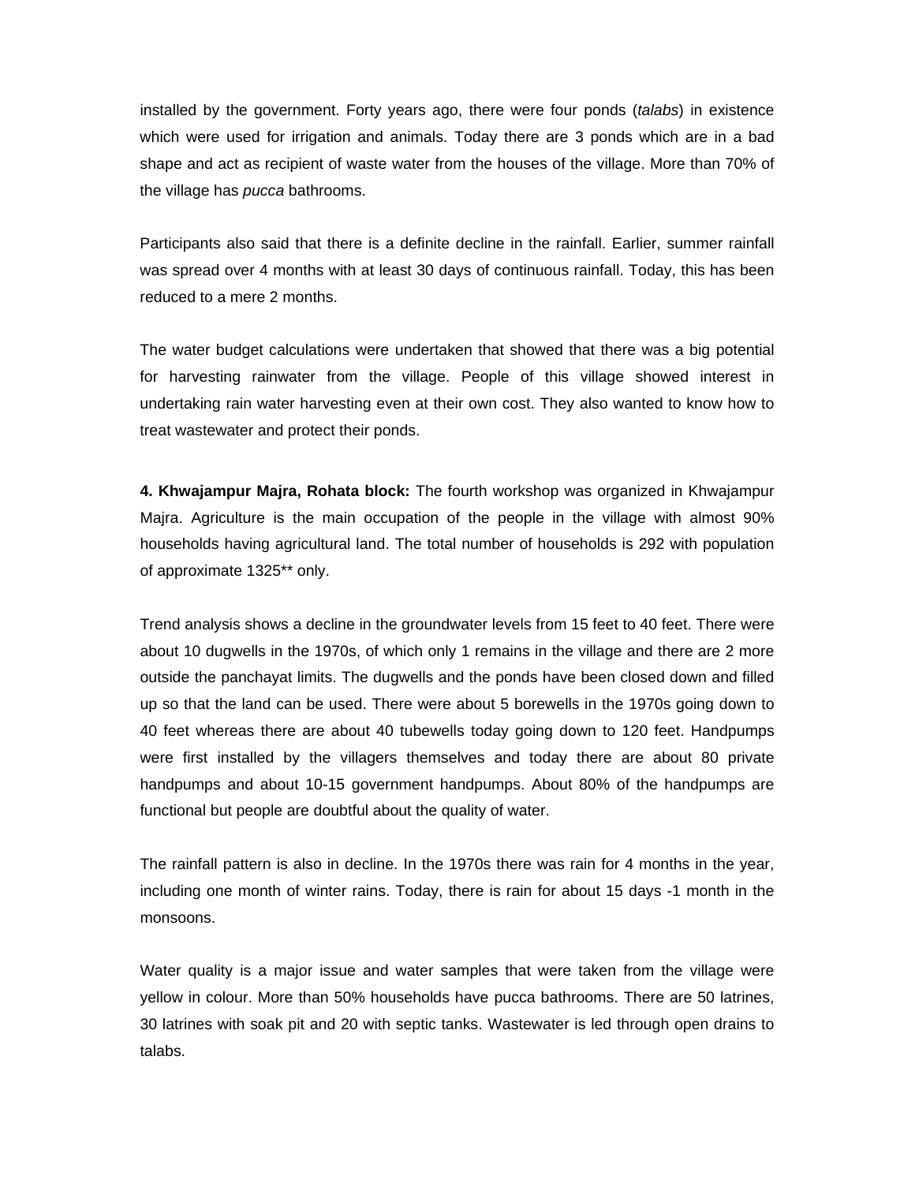installed by the government. Forty years ago, there were four ponds (*talabs*) in existence which were used for irrigation and animals. Today there are 3 ponds which are in a bad shape and act as recipient of waste water from the houses of the village. More than 70% of the village has *pucca* bathrooms.

Participants also said that there is a definite decline in the rainfall. Earlier, summer rainfall was spread over 4 months with at least 30 days of continuous rainfall. Today, this has been reduced to a mere 2 months.

The water budget calculations were undertaken that showed that there was a big potential for harvesting rainwater from the village. People of this village showed interest in undertaking rain water harvesting even at their own cost. They also wanted to know how to treat wastewater and protect their ponds.

**4. Khwajampur Majra, Rohata block:** The fourth workshop was organized in Khwajampur Majra. Agriculture is the main occupation of the people in the village with almost 90% households having agricultural land. The total number of households is 292 with population of approximate 1325** only.

Trend analysis shows a decline in the groundwater levels from 15 feet to 40 feet. There were about 10 dugwells in the 1970s, of which only 1 remains in the village and there are 2 more outside the panchayat limits. The dugwells and the ponds have been closed down and filled up so that the land can be used. There were about 5 borewells in the 1970s going down to 40 feet whereas there are about 40 tubewells today going down to 120 feet. Handpumps were first installed by the villagers themselves and today there are about 80 private handpumps and about 10-15 government handpumps. About 80% of the handpumps are functional but people are doubtful about the quality of water.

The rainfall pattern is also in decline. In the 1970s there was rain for 4 months in the year, including one month of winter rains. Today, there is rain for about 15 days -1 month in the monsoons.

Water quality is a major issue and water samples that were taken from the village were yellow in colour. More than 50% households have pucca bathrooms. There are 50 latrines, 30 latrines with soak pit and 20 with septic tanks. Wastewater is led through open drains to talabs.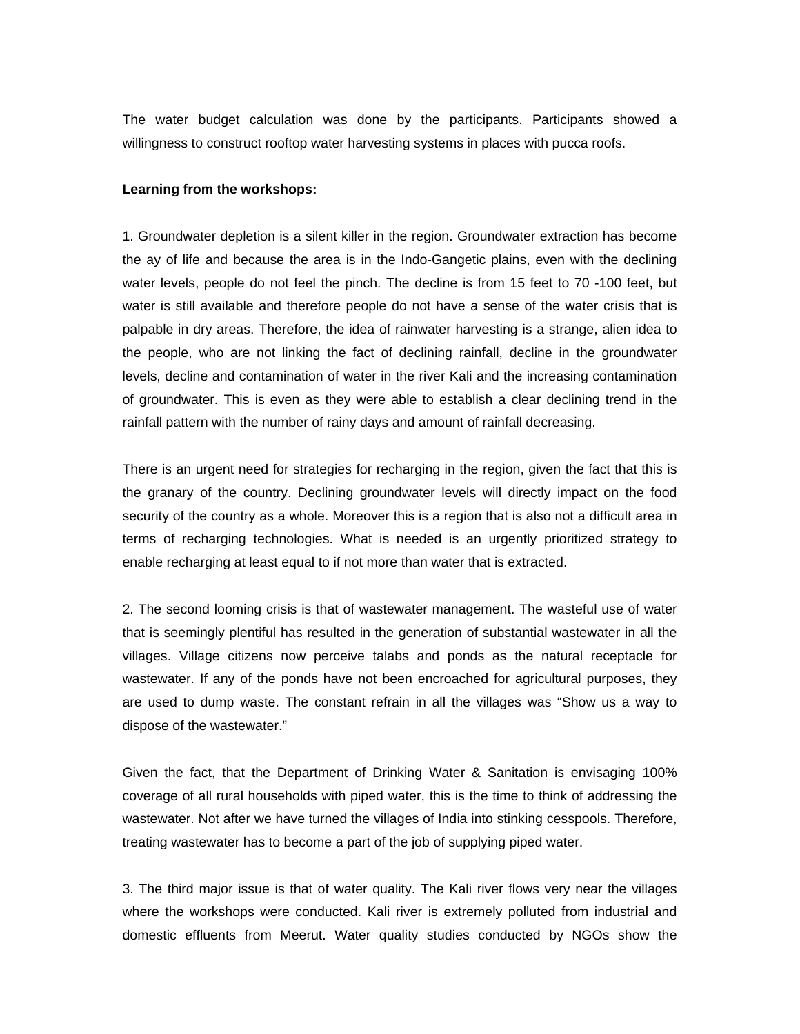The water budget calculation was done by the participants. Participants showed a willingness to construct rooftop water harvesting systems in places with pucca roofs.

**Learning from the workshops:**

1. Groundwater depletion is a silent killer in the region. Groundwater extraction has become the ay of life and because the area is in the Indo-Gangetic plains, even with the declining water levels, people do not feel the pinch. The decline is from 15 feet to 70 -100 feet, but water is still available and therefore people do not have a sense of the water crisis that is palpable in dry areas. Therefore, the idea of rainwater harvesting is a strange, alien idea to the people, who are not linking the fact of declining rainfall, decline in the groundwater levels, decline and contamination of water in the river Kali and the increasing contamination of groundwater. This is even as they were able to establish a clear declining trend in the rainfall pattern with the number of rainy days and amount of rainfall decreasing.

There is an urgent need for strategies for recharging in the region, given the fact that this is the granary of the country. Declining groundwater levels will directly impact on the food security of the country as a whole. Moreover this is a region that is also not a difficult area in terms of recharging technologies. What is needed is an urgently prioritized strategy to enable recharging at least equal to if not more than water that is extracted.

2. The second looming crisis is that of wastewater management. The wasteful use of water that is seemingly plentiful has resulted in the generation of substantial wastewater in all the villages. Village citizens now perceive talabs and ponds as the natural receptacle for wastewater. If any of the ponds have not been encroached for agricultural purposes, they are used to dump waste. The constant refrain in all the villages was "Show us a way to dispose of the wastewater."

Given the fact, that the Department of Drinking Water & Sanitation is envisaging 100% coverage of all rural households with piped water, this is the time to think of addressing the wastewater. Not after we have turned the villages of India into stinking cesspools. Therefore, treating wastewater has to become a part of the job of supplying piped water.

3. The third major issue is that of water quality. The Kali river flows very near the villages where the workshops were conducted. Kali river is extremely polluted from industrial and domestic effluents from Meerut. Water quality studies conducted by NGOs show the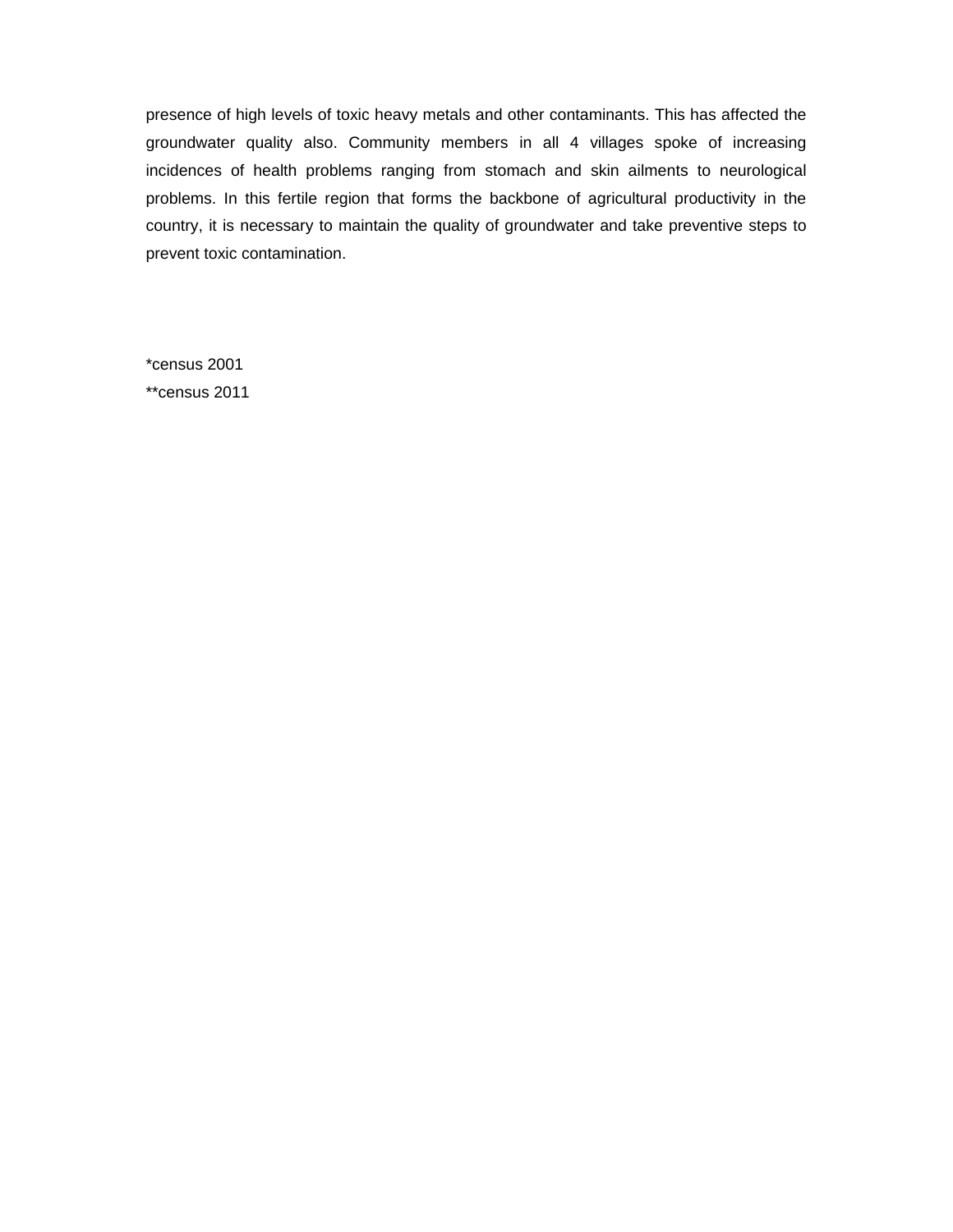presence of high levels of toxic heavy metals and other contaminants. This has affected the groundwater quality also. Community members in all 4 villages spoke of increasing incidences of health problems ranging from stomach and skin ailments to neurological problems. In this fertile region that forms the backbone of agricultural productivity in the country, it is necessary to maintain the quality of groundwater and take preventive steps to prevent toxic contamination.

*census 2001

**census 2011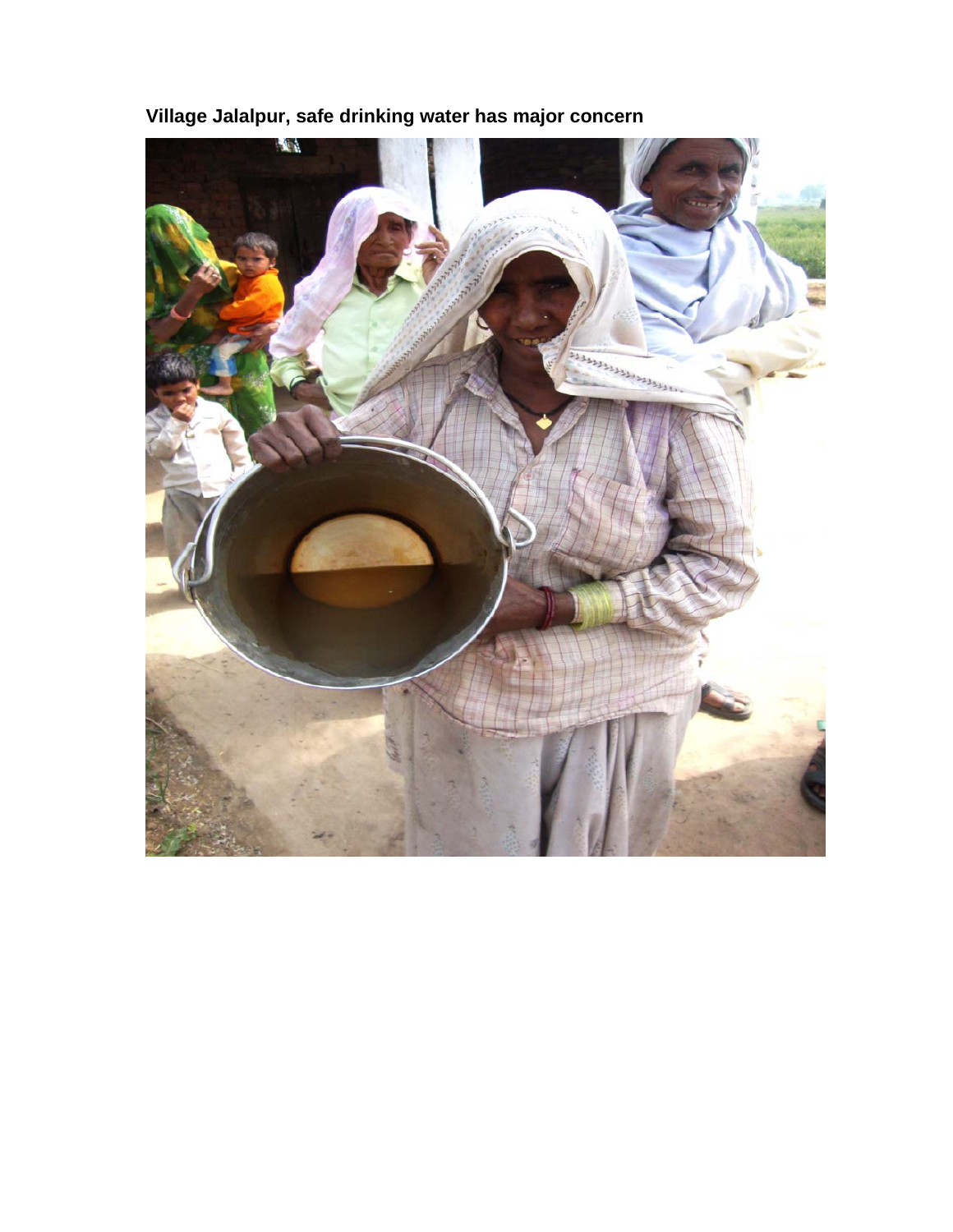**Village Jalalpur, safe drinking water has major concern**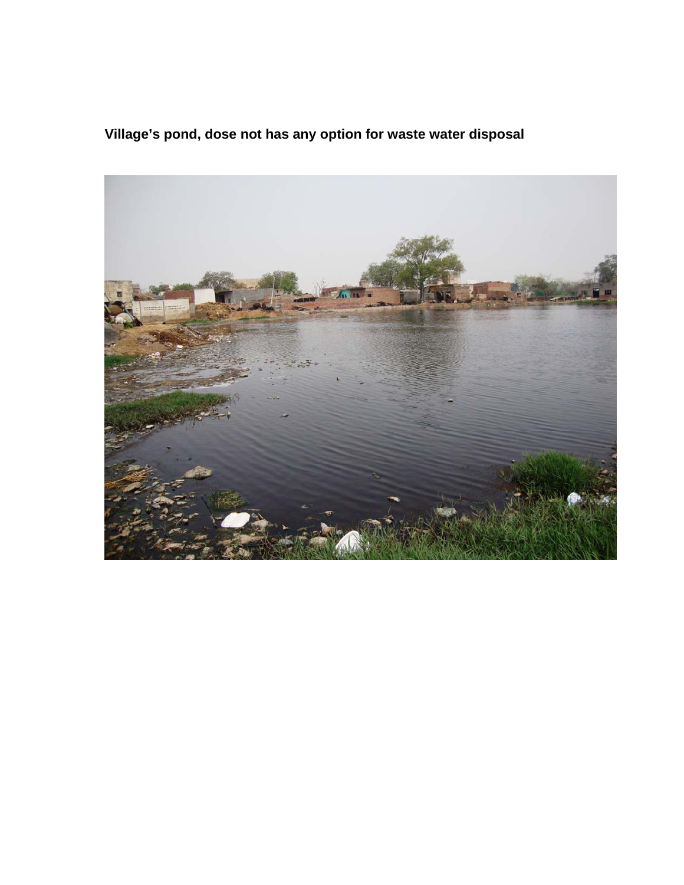**Village’s pond, dose not has any option for waste water disposal**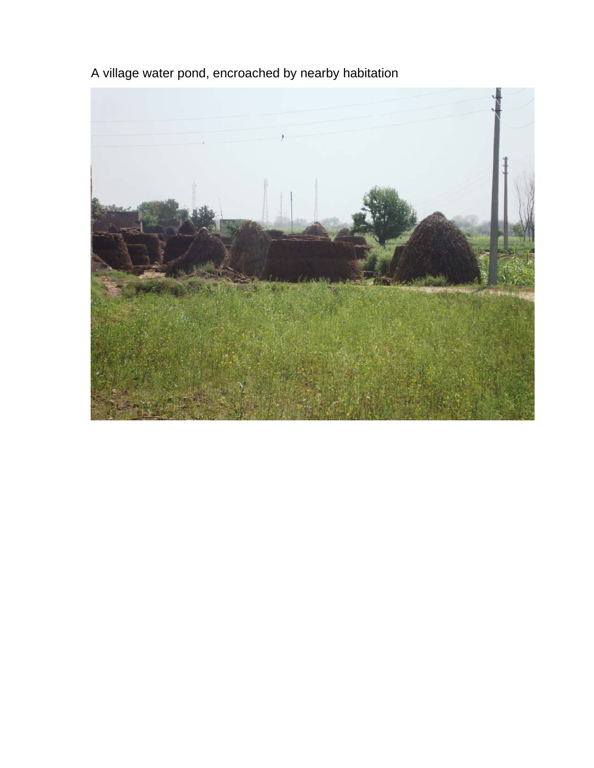A village water pond, encroached by nearby habitation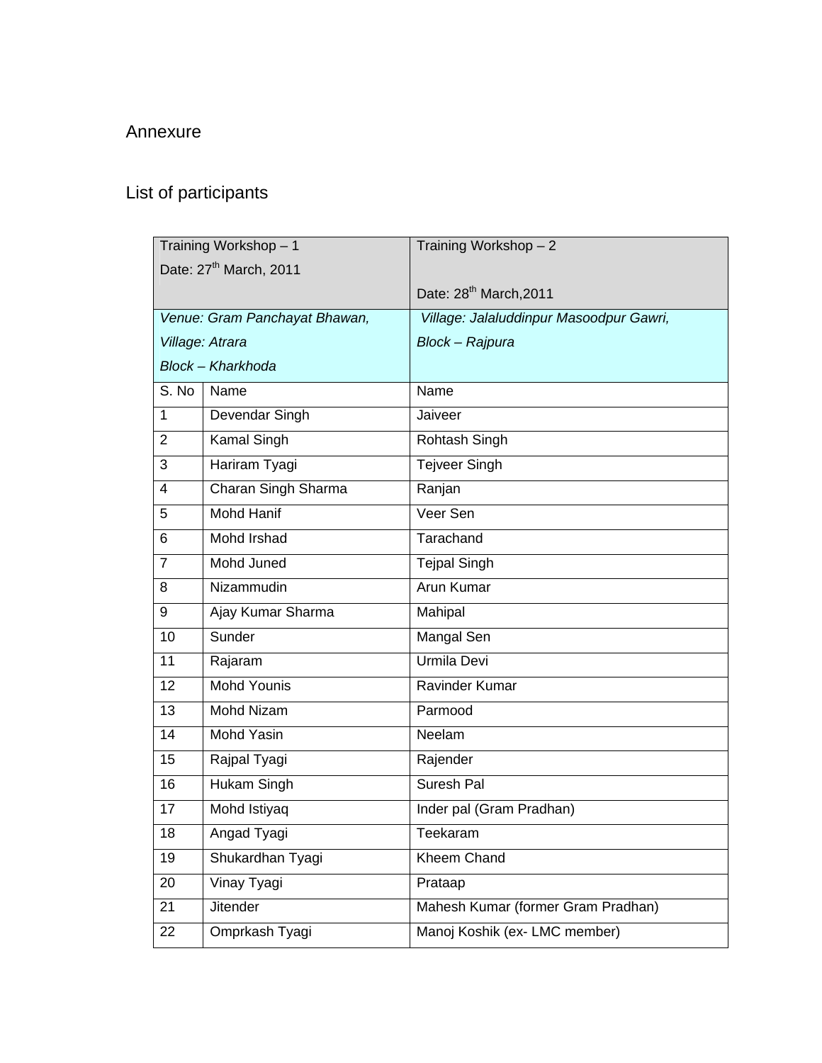# Annexure

## List of participants

| Training Workshop – 1<br>Date: 27th March, 2011 | | Training Workshop – 2<br>Date: 28th March,2011 |
|---|---|---|
| *Venue: Gram Panchayat Bhawan,*<br>*Village: Atrara*<br>*Block – Kharkhoda* | | *Village: Jalaluddinpur Masoodpur Gawri,*<br>*Block – Rajpura* |
| S. No | Name | Name |
| 1 | Devendar Singh | Jaiveer |
| 2 | Kamal Singh | Rohtash Singh |
| 3 | Hariram Tyagi | Tejveer Singh |
| 4 | Charan Singh Sharma | Ranjan |
| 5 | Mohd Hanif | Veer Sen |
| 6 | Mohd Irshad | Tarachand |
| 7 | Mohd Juned | Tejpal Singh |
| 8 | Nizammudin | Arun Kumar |
| 9 | Ajay Kumar Sharma | Mahipal |
| 10 | Sunder | Mangal Sen |
| 11 | Rajaram | Urmila Devi |
| 12 | Mohd Younis | Ravinder Kumar |
| 13 | Mohd Nizam | Parmood |
| 14 | Mohd Yasin | Neelam |
| 15 | Rajpal Tyagi | Rajender |
| 16 | Hukam Singh | Suresh Pal |
| 17 | Mohd Istiyaq | Inder pal (Gram Pradhan) |
| 18 | Angad Tyagi | Teekaram |
| 19 | Shukardhan Tyagi | Kheem Chand |
| 20 | Vinay Tyagi | Prataap |
| 21 | Jitender | Mahesh Kumar (former Gram Pradhan) |
| 22 | Omprkash Tyagi | Manoj Koshik (ex- LMC member) |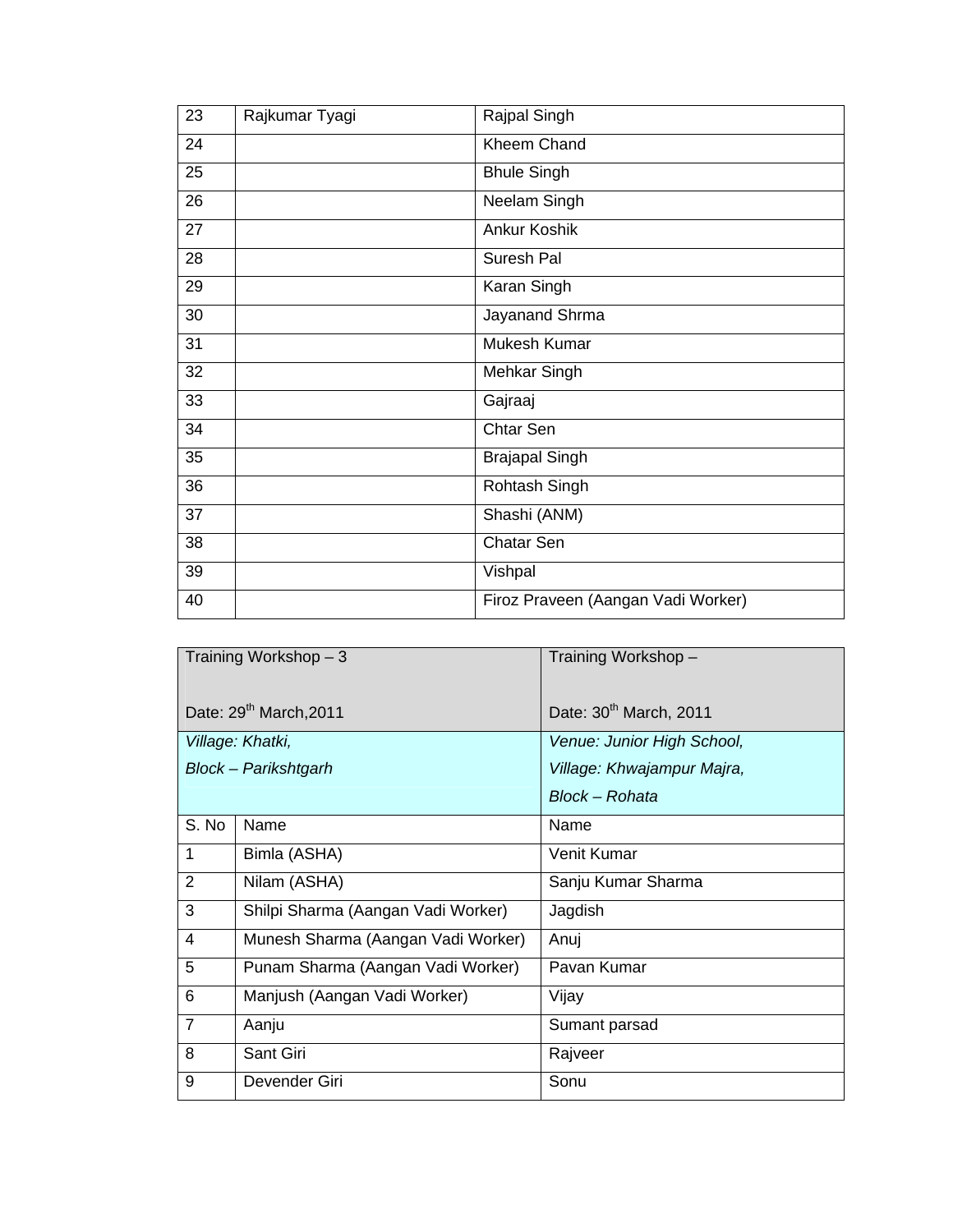| 23 | Rajkumar Tyagi | Rajpal Singh |
|---|---|---|
| 24 | | Kheem Chand |
| 25 | | Bhule Singh |
| 26 | | Neelam Singh |
| 27 | | Ankur Koshik |
| 28 | | Suresh Pal |
| 29 | | Karan Singh |
| 30 | | Jayanand Shrma |
| 31 | | Mukesh Kumar |
| 32 | | Mehkar Singh |
| 33 | | Gajraaj |
| 34 | | Chtar Sen |
| 35 | | Brajapal Singh |
| 36 | | Rohtash Singh |
| 37 | | Shashi (ANM) |
| 38 | | Chatar Sen |
| 39 | | Vishpal |
| 40 | | Firoz Praveen (Aangan Vadi Worker) |

| Training Workshop – 3<br><br>Date: 29th March,2011 | | Training Workshop –<br><br>Date: 30th March, 2011 |
|---|---|---|
| *Village: Khatki,*<br>*Block – Parikshtgarh* | | *Venue: Junior High School,*<br>*Village: Khwajampur Majra,*<br>*Block – Rohata* |
| S. No | Name | Name |
| 1 | Bimla (ASHA) | Venit Kumar |
| 2 | Nilam (ASHA) | Sanju Kumar Sharma |
| 3 | Shilpi Sharma (Aangan Vadi Worker) | Jagdish |
| 4 | Munesh Sharma (Aangan Vadi Worker) | Anuj |
| 5 | Punam Sharma (Aangan Vadi Worker) | Pavan Kumar |
| 6 | Manjush (Aangan Vadi Worker) | Vijay |
| 7 | Aanju | Sumant parsad |
| 8 | Sant Giri | Rajveer |
| 9 | Devender Giri | Sonu |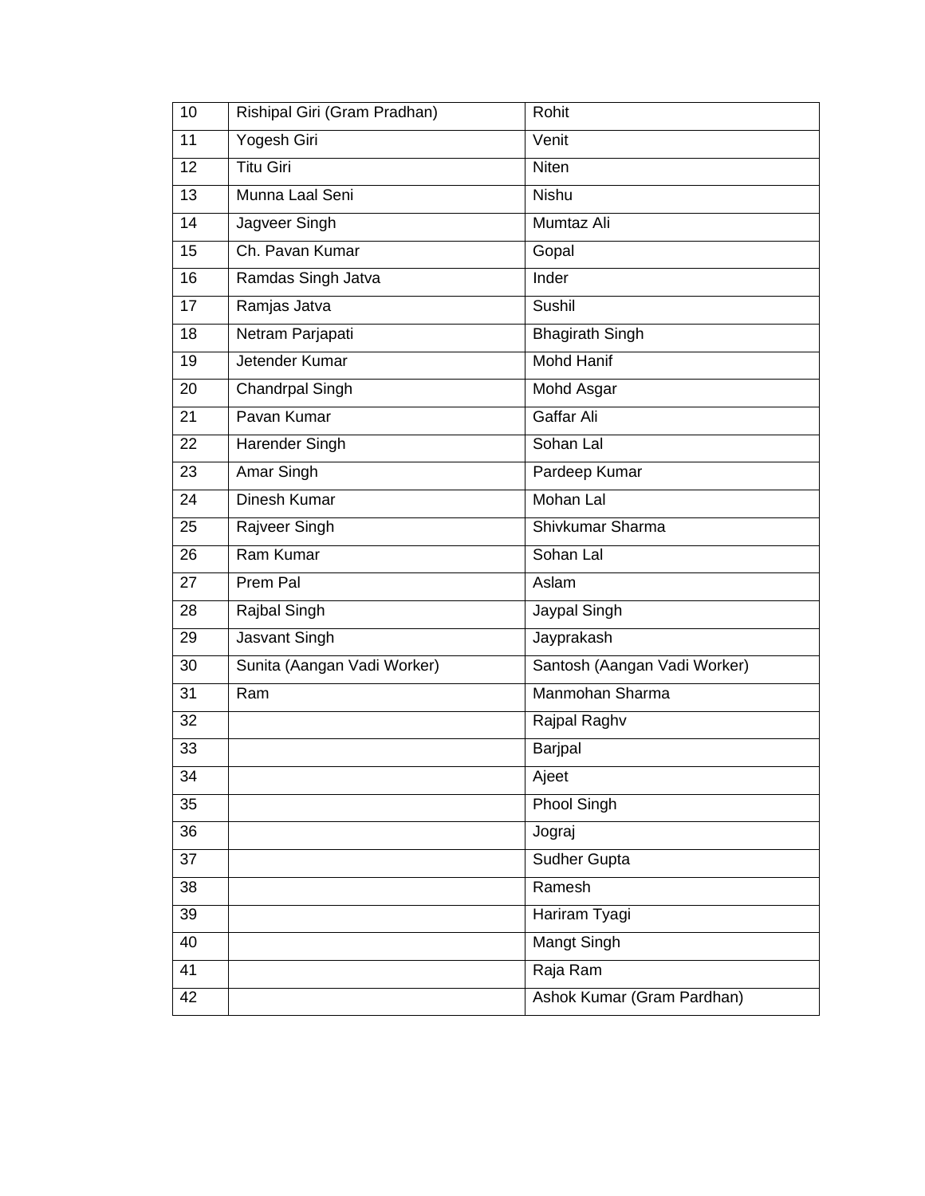| | | |
|---|---|---|
| 10 | Rishipal Giri (Gram Pradhan) | Rohit |
| 11 | Yogesh Giri | Venit |
| 12 | Titu Giri | Niten |
| 13 | Munna Laal Seni | Nishu |
| 14 | Jagveer Singh | Mumtaz Ali |
| 15 | Ch. Pavan Kumar | Gopal |
| 16 | Ramdas Singh Jatva | Inder |
| 17 | Ramjas Jatva | Sushil |
| 18 | Netram Parjapati | Bhagirath Singh |
| 19 | Jetender Kumar | Mohd Hanif |
| 20 | Chandrpal Singh | Mohd Asgar |
| 21 | Pavan Kumar | Gaffar Ali |
| 22 | Harender Singh | Sohan Lal |
| 23 | Amar Singh | Pardeep Kumar |
| 24 | Dinesh Kumar | Mohan Lal |
| 25 | Rajveer Singh | Shivkumar Sharma |
| 26 | Ram Kumar | Sohan Lal |
| 27 | Prem Pal | Aslam |
| 28 | Rajbal Singh | Jaypal Singh |
| 29 | Jasvant Singh | Jayprakash |
| 30 | Sunita (Aangan Vadi Worker) | Santosh (Aangan Vadi Worker) |
| 31 | Ram | Manmohan Sharma |
| 32 | | Rajpal Raghv |
| 33 | | Barjpal |
| 34 | | Ajeet |
| 35 | | Phool Singh |
| 36 | | Jograj |
| 37 | | Sudher Gupta |
| 38 | | Ramesh |
| 39 | | Hariram Tyagi |
| 40 | | Mangt Singh |
| 41 | | Raja Ram |
| 42 | | Ashok Kumar (Gram Pardhan) |